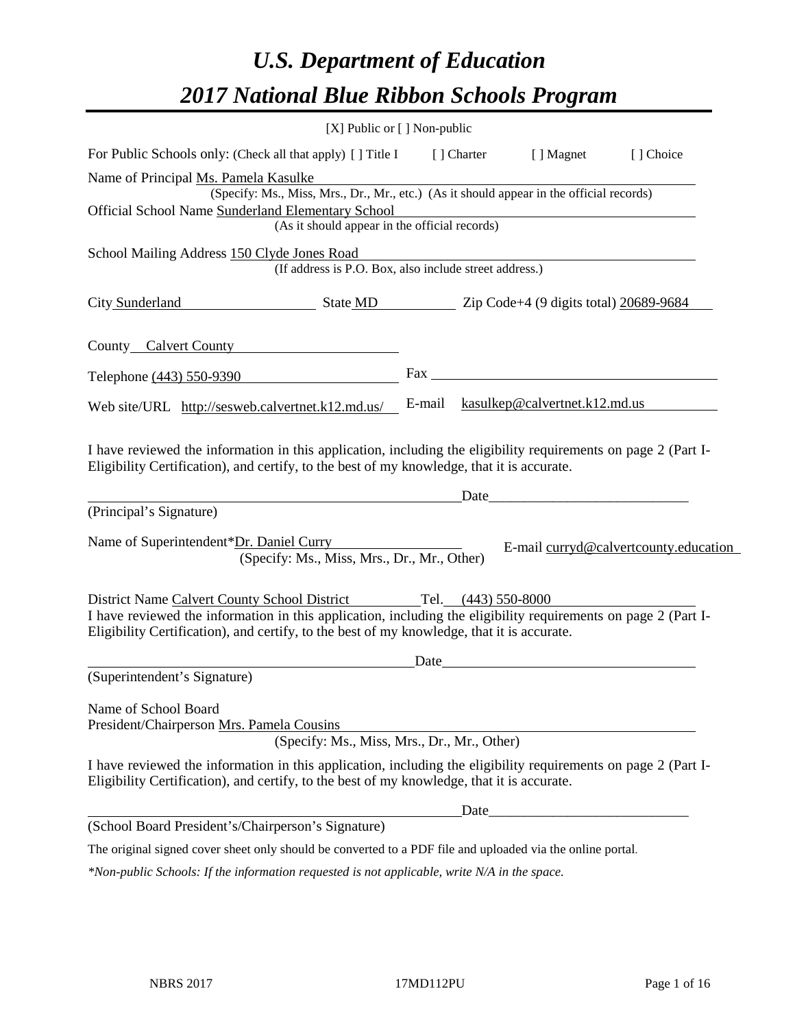# *U.S. Department of Education*

# *2017 National Blue Ribbon Schools Program*

[X] Public or [ ] Non-public

For Public Schools only: (Check all that apply) [ ] Title I [ ] Charter [ ] Magnet [ ] Choice

Name of Principal Ms. Pamela Kasulke
(Specify: Ms., Miss, Mrs., Dr., Mr., etc.) (As it should appear in the official records)

Official School Name Sunderland Elementary School
(As it should appear in the official records)

School Mailing Address 150 Clyde Jones Road
(If address is P.O. Box, also include street address.)

City Sunderland State MD Zip Code+4 (9 digits total) 20689-9684

County Calvert County

Telephone (443) 550-9390 Fax

Web site/URL http://sesweb.calvertnet.k12.md.us/ E-mail kasulkep@calvertnet.k12.md.us

I have reviewed the information in this application, including the eligibility requirements on page 2 (Part I-Eligibility Certification), and certify, to the best of my knowledge, that it is accurate.

_______________________________________ Date_______________________
(Principal's Signature)

Name of Superintendent*Dr. Daniel Curry E-mail curryd@calvertcounty.education
(Specify: Ms., Miss, Mrs., Dr., Mr., Other)

District Name Calvert County School District Tel. (443) 550-8000

I have reviewed the information in this application, including the eligibility requirements on page 2 (Part I-Eligibility Certification), and certify, to the best of my knowledge, that it is accurate.

_______________________________________ Date_______________________
(Superintendent's Signature)

Name of School Board
President/Chairperson Mrs. Pamela Cousins
(Specify: Ms., Miss, Mrs., Dr., Mr., Other)

I have reviewed the information in this application, including the eligibility requirements on page 2 (Part I-Eligibility Certification), and certify, to the best of my knowledge, that it is accurate.

_______________________________________ Date_______________________
(School Board President's/Chairperson's Signature)

The original signed cover sheet only should be converted to a PDF file and uploaded via the online portal.

*\*Non-public Schools: If the information requested is not applicable, write N/A in the space.*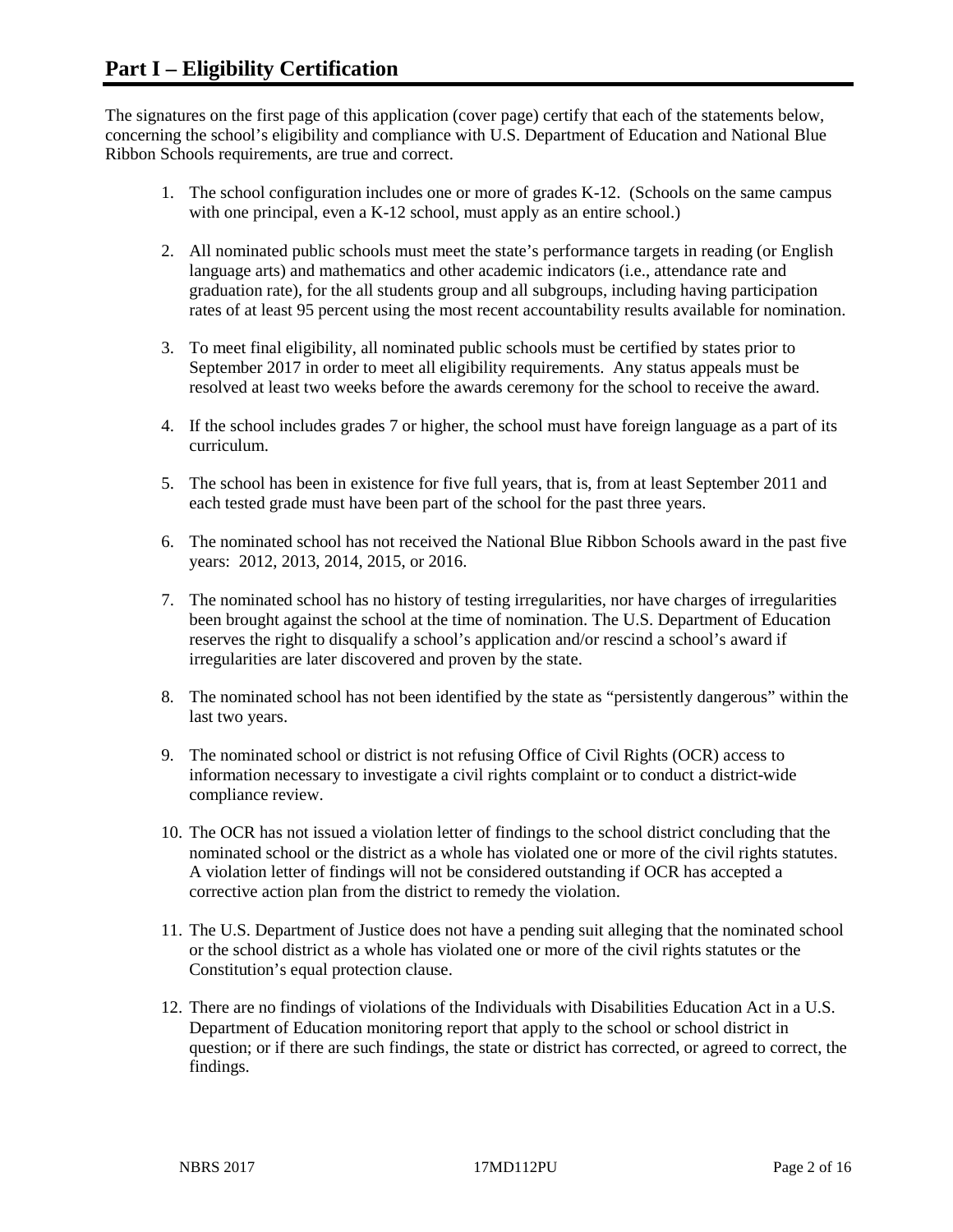# Part I – Eligibility Certification

The signatures on the first page of this application (cover page) certify that each of the statements below, concerning the school's eligibility and compliance with U.S. Department of Education and National Blue Ribbon Schools requirements, are true and correct.

1. The school configuration includes one or more of grades K-12. (Schools on the same campus with one principal, even a K-12 school, must apply as an entire school.)
2. All nominated public schools must meet the state's performance targets in reading (or English language arts) and mathematics and other academic indicators (i.e., attendance rate and graduation rate), for the all students group and all subgroups, including having participation rates of at least 95 percent using the most recent accountability results available for nomination.
3. To meet final eligibility, all nominated public schools must be certified by states prior to September 2017 in order to meet all eligibility requirements. Any status appeals must be resolved at least two weeks before the awards ceremony for the school to receive the award.
4. If the school includes grades 7 or higher, the school must have foreign language as a part of its curriculum.
5. The school has been in existence for five full years, that is, from at least September 2011 and each tested grade must have been part of the school for the past three years.
6. The nominated school has not received the National Blue Ribbon Schools award in the past five years: 2012, 2013, 2014, 2015, or 2016.
7. The nominated school has no history of testing irregularities, nor have charges of irregularities been brought against the school at the time of nomination. The U.S. Department of Education reserves the right to disqualify a school's application and/or rescind a school's award if irregularities are later discovered and proven by the state.
8. The nominated school has not been identified by the state as "persistently dangerous" within the last two years.
9. The nominated school or district is not refusing Office of Civil Rights (OCR) access to information necessary to investigate a civil rights complaint or to conduct a district-wide compliance review.
10. The OCR has not issued a violation letter of findings to the school district concluding that the nominated school or the district as a whole has violated one or more of the civil rights statutes. A violation letter of findings will not be considered outstanding if OCR has accepted a corrective action plan from the district to remedy the violation.
11. The U.S. Department of Justice does not have a pending suit alleging that the nominated school or the school district as a whole has violated one or more of the civil rights statutes or the Constitution's equal protection clause.
12. There are no findings of violations of the Individuals with Disabilities Education Act in a U.S. Department of Education monitoring report that apply to the school or school district in question; or if there are such findings, the state or district has corrected, or agreed to correct, the findings.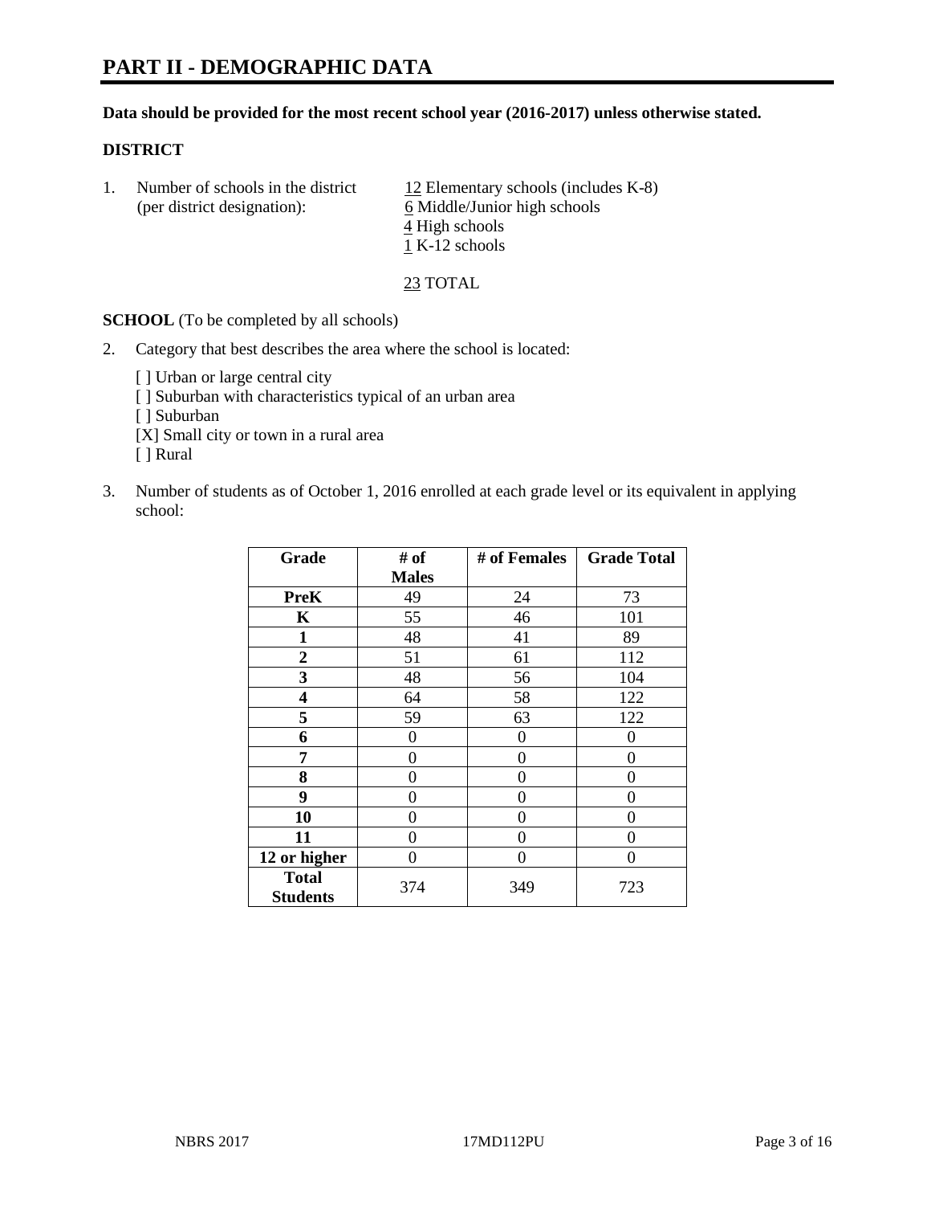# PART II - DEMOGRAPHIC DATA

**Data should be provided for the most recent school year (2016-2017) unless otherwise stated.**

**DISTRICT**

1. Number of schools in the district (per district designation):
   12 Elementary schools (includes K-8)
   6 Middle/Junior high schools
   4 High schools
   1 K-12 schools

   23 TOTAL

**SCHOOL** (To be completed by all schools)

2. Category that best describes the area where the school is located:

   [ ] Urban or large central city
   [ ] Suburban with characteristics typical of an urban area
   [ ] Suburban
   [X] Small city or town in a rural area
   [ ] Rural

3. Number of students as of October 1, 2016 enrolled at each grade level or its equivalent in applying school:

| Grade | # of Males | # of Females | Grade Total |
|---|---|---|---|
| **PreK** | 49 | 24 | 73 |
| **K** | 55 | 46 | 101 |
| **1** | 48 | 41 | 89 |
| **2** | 51 | 61 | 112 |
| **3** | 48 | 56 | 104 |
| **4** | 64 | 58 | 122 |
| **5** | 59 | 63 | 122 |
| **6** | 0 | 0 | 0 |
| **7** | 0 | 0 | 0 |
| **8** | 0 | 0 | 0 |
| **9** | 0 | 0 | 0 |
| **10** | 0 | 0 | 0 |
| **11** | 0 | 0 | 0 |
| **12 or higher** | 0 | 0 | 0 |
| **Total Students** | 374 | 349 | 723 |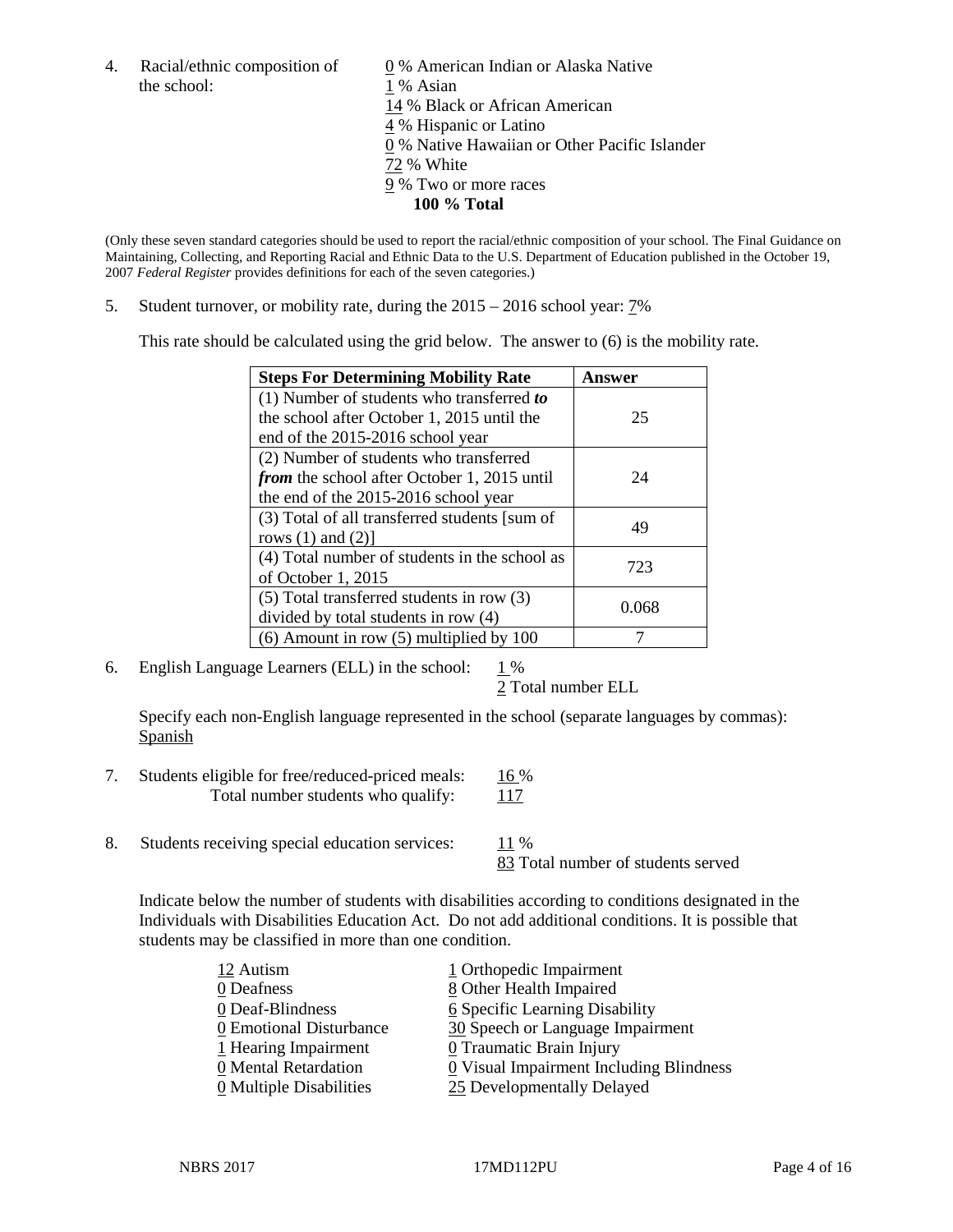4. Racial/ethnic composition of the school:

   0 % American Indian or Alaska Native
   1 % Asian
   14 % Black or African American
   4 % Hispanic or Latino
   0 % Native Hawaiian or Other Pacific Islander
   72 % White
   9 % Two or more races
   **100 % Total**

(Only these seven standard categories should be used to report the racial/ethnic composition of your school. The Final Guidance on Maintaining, Collecting, and Reporting Racial and Ethnic Data to the U.S. Department of Education published in the October 19, 2007 *Federal Register* provides definitions for each of the seven categories.)

5. Student turnover, or mobility rate, during the 2015 – 2016 school year: 7%

   This rate should be calculated using the grid below. The answer to (6) is the mobility rate.

| **Steps For Determining Mobility Rate** | **Answer** |
|---|---|
| (1) Number of students who transferred ***to*** the school after October 1, 2015 until the end of the 2015-2016 school year | 25 |
| (2) Number of students who transferred ***from*** the school after October 1, 2015 until the end of the 2015-2016 school year | 24 |
| (3) Total of all transferred students [sum of rows (1) and (2)] | 49 |
| (4) Total number of students in the school as of October 1, 2015 | 723 |
| (5) Total transferred students in row (3) divided by total students in row (4) | 0.068 |
| (6) Amount in row (5) multiplied by 100 | 7 |

6. English Language Learners (ELL) in the school: 1 %
   2 Total number ELL

   Specify each non-English language represented in the school (separate languages by commas):
   Spanish

7. Students eligible for free/reduced-priced meals: 16 %
   Total number students who qualify: 117

8. Students receiving special education services: 11 %
   83 Total number of students served

   Indicate below the number of students with disabilities according to conditions designated in the Individuals with Disabilities Education Act. Do not add additional conditions. It is possible that students may be classified in more than one condition.

   12 Autism
   0 Deafness
   0 Deaf-Blindness
   0 Emotional Disturbance
   1 Hearing Impairment
   0 Mental Retardation
   0 Multiple Disabilities
   1 Orthopedic Impairment
   8 Other Health Impaired
   6 Specific Learning Disability
   30 Speech or Language Impairment
   0 Traumatic Brain Injury
   0 Visual Impairment Including Blindness
   25 Developmentally Delayed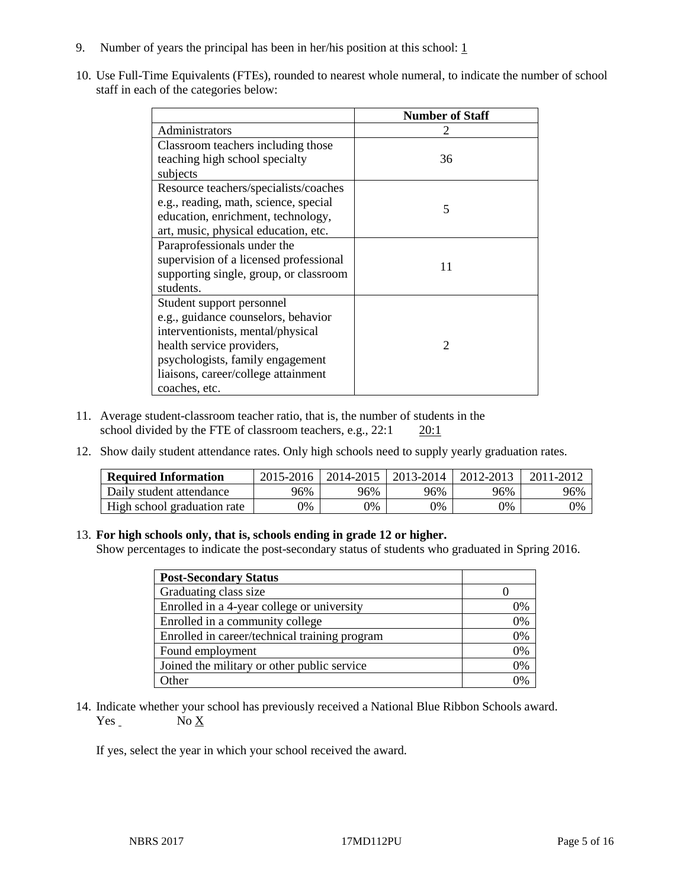9. Number of years the principal has been in her/his position at this school: 1

10. Use Full-Time Equivalents (FTEs), rounded to nearest whole numeral, to indicate the number of school staff in each of the categories below:

| | Number of Staff |
|---|---|
| Administrators | 2 |
| Classroom teachers including those teaching high school specialty subjects | 36 |
| Resource teachers/specialists/coaches e.g., reading, math, science, special education, enrichment, technology, art, music, physical education, etc. | 5 |
| Paraprofessionals under the supervision of a licensed professional supporting single, group, or classroom students. | 11 |
| Student support personnel e.g., guidance counselors, behavior interventionists, mental/physical health service providers, psychologists, family engagement liaisons, career/college attainment coaches, etc. | 2 |

11. Average student-classroom teacher ratio, that is, the number of students in the school divided by the FTE of classroom teachers, e.g., 22:1 20:1

12. Show daily student attendance rates. Only high schools need to supply yearly graduation rates.

| Required Information | 2015-2016 | 2014-2015 | 2013-2014 | 2012-2013 | 2011-2012 |
|---|---|---|---|---|---|
| Daily student attendance | 96% | 96% | 96% | 96% | 96% |
| High school graduation rate | 0% | 0% | 0% | 0% | 0% |

13. **For high schools only, that is, schools ending in grade 12 or higher.**
Show percentages to indicate the post-secondary status of students who graduated in Spring 2016.

| Post-Secondary Status | |
|---|---|
| Graduating class size | 0 |
| Enrolled in a 4-year college or university | 0% |
| Enrolled in a community college | 0% |
| Enrolled in career/technical training program | 0% |
| Found employment | 0% |
| Joined the military or other public service | 0% |
| Other | 0% |

14. Indicate whether your school has previously received a National Blue Ribbon Schools award.
Yes No X

If yes, select the year in which your school received the award.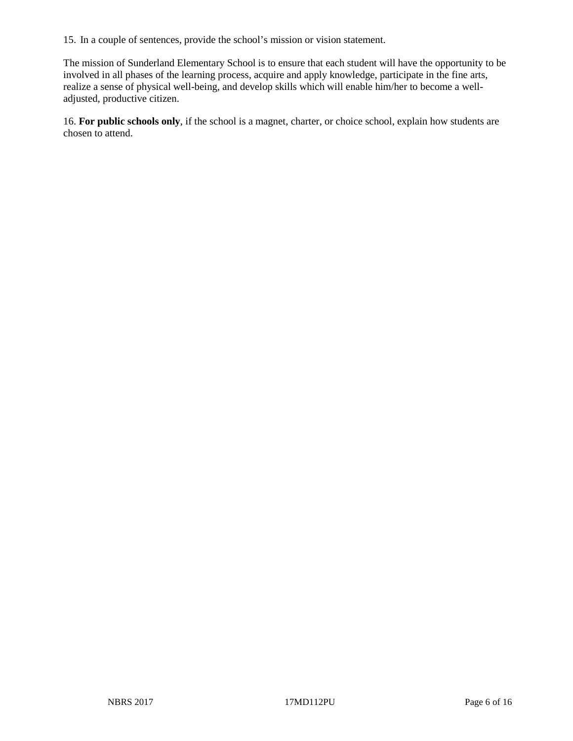15. In a couple of sentences, provide the school's mission or vision statement.

The mission of Sunderland Elementary School is to ensure that each student will have the opportunity to be involved in all phases of the learning process, acquire and apply knowledge, participate in the fine arts, realize a sense of physical well-being, and develop skills which will enable him/her to become a well-adjusted, productive citizen.

16. **For public schools only**, if the school is a magnet, charter, or choice school, explain how students are chosen to attend.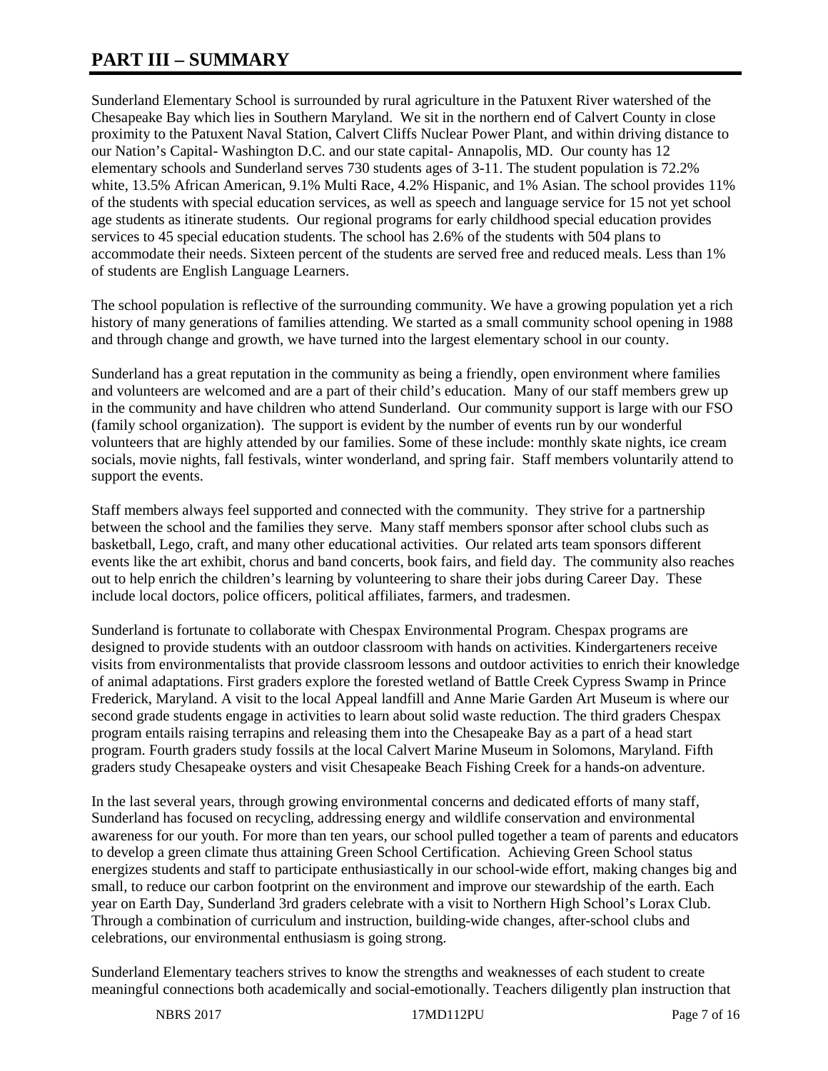# PART III – SUMMARY

Sunderland Elementary School is surrounded by rural agriculture in the Patuxent River watershed of the Chesapeake Bay which lies in Southern Maryland. We sit in the northern end of Calvert County in close proximity to the Patuxent Naval Station, Calvert Cliffs Nuclear Power Plant, and within driving distance to our Nation's Capital- Washington D.C. and our state capital- Annapolis, MD. Our county has 12 elementary schools and Sunderland serves 730 students ages of 3-11. The student population is 72.2% white, 13.5% African American, 9.1% Multi Race, 4.2% Hispanic, and 1% Asian. The school provides 11% of the students with special education services, as well as speech and language service for 15 not yet school age students as itinerate students. Our regional programs for early childhood special education provides services to 45 special education students. The school has 2.6% of the students with 504 plans to accommodate their needs. Sixteen percent of the students are served free and reduced meals. Less than 1% of students are English Language Learners.

The school population is reflective of the surrounding community. We have a growing population yet a rich history of many generations of families attending. We started as a small community school opening in 1988 and through change and growth, we have turned into the largest elementary school in our county.

Sunderland has a great reputation in the community as being a friendly, open environment where families and volunteers are welcomed and are a part of their child's education. Many of our staff members grew up in the community and have children who attend Sunderland. Our community support is large with our FSO (family school organization). The support is evident by the number of events run by our wonderful volunteers that are highly attended by our families. Some of these include: monthly skate nights, ice cream socials, movie nights, fall festivals, winter wonderland, and spring fair. Staff members voluntarily attend to support the events.

Staff members always feel supported and connected with the community. They strive for a partnership between the school and the families they serve. Many staff members sponsor after school clubs such as basketball, Lego, craft, and many other educational activities. Our related arts team sponsors different events like the art exhibit, chorus and band concerts, book fairs, and field day. The community also reaches out to help enrich the children's learning by volunteering to share their jobs during Career Day. These include local doctors, police officers, political affiliates, farmers, and tradesmen.

Sunderland is fortunate to collaborate with Chespax Environmental Program. Chespax programs are designed to provide students with an outdoor classroom with hands on activities. Kindergarteners receive visits from environmentalists that provide classroom lessons and outdoor activities to enrich their knowledge of animal adaptations. First graders explore the forested wetland of Battle Creek Cypress Swamp in Prince Frederick, Maryland. A visit to the local Appeal landfill and Anne Marie Garden Art Museum is where our second grade students engage in activities to learn about solid waste reduction. The third graders Chespax program entails raising terrapins and releasing them into the Chesapeake Bay as a part of a head start program. Fourth graders study fossils at the local Calvert Marine Museum in Solomons, Maryland. Fifth graders study Chesapeake oysters and visit Chesapeake Beach Fishing Creek for a hands-on adventure.

In the last several years, through growing environmental concerns and dedicated efforts of many staff, Sunderland has focused on recycling, addressing energy and wildlife conservation and environmental awareness for our youth. For more than ten years, our school pulled together a team of parents and educators to develop a green climate thus attaining Green School Certification. Achieving Green School status energizes students and staff to participate enthusiastically in our school-wide effort, making changes big and small, to reduce our carbon footprint on the environment and improve our stewardship of the earth. Each year on Earth Day, Sunderland 3rd graders celebrate with a visit to Northern High School's Lorax Club. Through a combination of curriculum and instruction, building-wide changes, after-school clubs and celebrations, our environmental enthusiasm is going strong.

Sunderland Elementary teachers strives to know the strengths and weaknesses of each student to create meaningful connections both academically and social-emotionally. Teachers diligently plan instruction that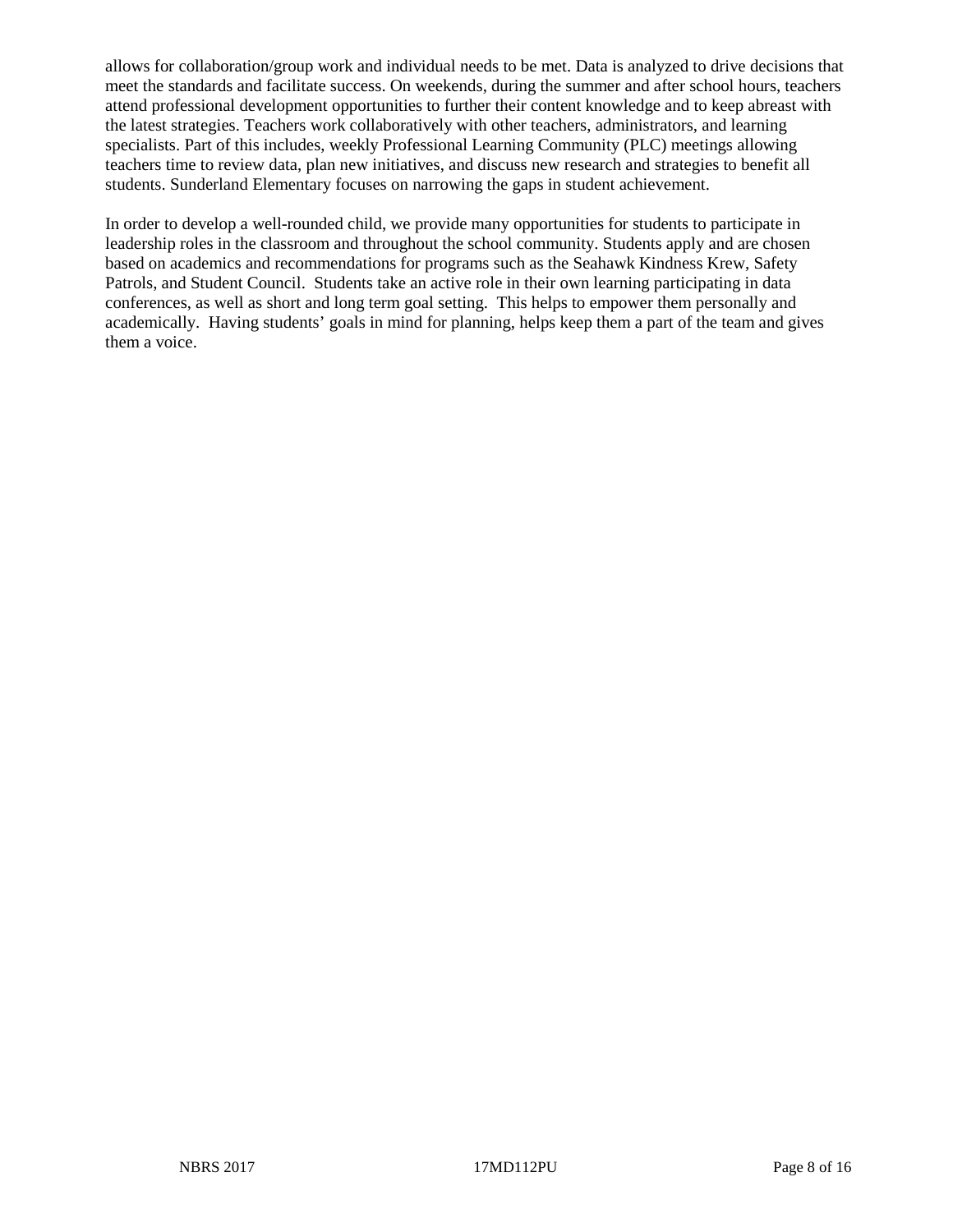allows for collaboration/group work and individual needs to be met. Data is analyzed to drive decisions that meet the standards and facilitate success. On weekends, during the summer and after school hours, teachers attend professional development opportunities to further their content knowledge and to keep abreast with the latest strategies. Teachers work collaboratively with other teachers, administrators, and learning specialists. Part of this includes, weekly Professional Learning Community (PLC) meetings allowing teachers time to review data, plan new initiatives, and discuss new research and strategies to benefit all students. Sunderland Elementary focuses on narrowing the gaps in student achievement.

In order to develop a well-rounded child, we provide many opportunities for students to participate in leadership roles in the classroom and throughout the school community. Students apply and are chosen based on academics and recommendations for programs such as the Seahawk Kindness Krew, Safety Patrols, and Student Council. Students take an active role in their own learning participating in data conferences, as well as short and long term goal setting. This helps to empower them personally and academically. Having students' goals in mind for planning, helps keep them a part of the team and gives them a voice.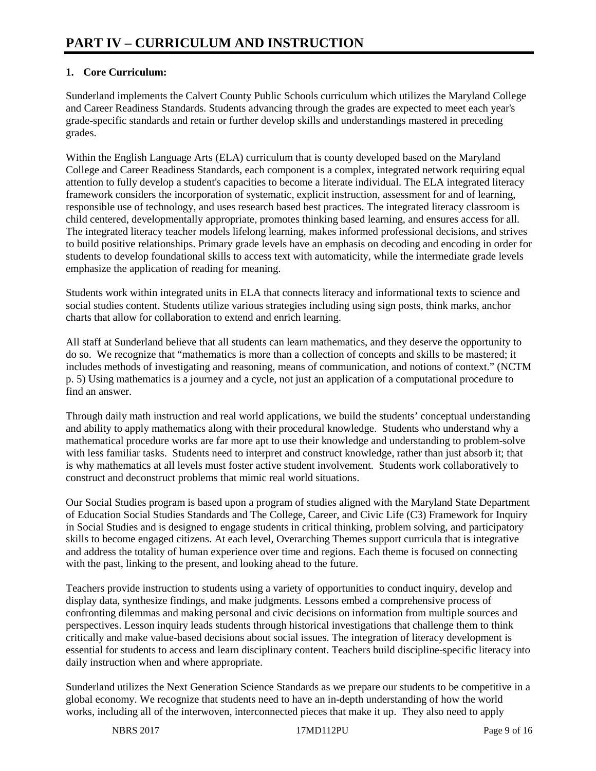# PART IV – CURRICULUM AND INSTRUCTION

**1. Core Curriculum:**

Sunderland implements the Calvert County Public Schools curriculum which utilizes the Maryland College and Career Readiness Standards. Students advancing through the grades are expected to meet each year's grade-specific standards and retain or further develop skills and understandings mastered in preceding grades.

Within the English Language Arts (ELA) curriculum that is county developed based on the Maryland College and Career Readiness Standards, each component is a complex, integrated network requiring equal attention to fully develop a student's capacities to become a literate individual. The ELA integrated literacy framework considers the incorporation of systematic, explicit instruction, assessment for and of learning, responsible use of technology, and uses research based best practices. The integrated literacy classroom is child centered, developmentally appropriate, promotes thinking based learning, and ensures access for all. The integrated literacy teacher models lifelong learning, makes informed professional decisions, and strives to build positive relationships. Primary grade levels have an emphasis on decoding and encoding in order for students to develop foundational skills to access text with automaticity, while the intermediate grade levels emphasize the application of reading for meaning.

Students work within integrated units in ELA that connects literacy and informational texts to science and social studies content. Students utilize various strategies including using sign posts, think marks, anchor charts that allow for collaboration to extend and enrich learning.

All staff at Sunderland believe that all students can learn mathematics, and they deserve the opportunity to do so. We recognize that "mathematics is more than a collection of concepts and skills to be mastered; it includes methods of investigating and reasoning, means of communication, and notions of context." (NCTM p. 5) Using mathematics is a journey and a cycle, not just an application of a computational procedure to find an answer.

Through daily math instruction and real world applications, we build the students' conceptual understanding and ability to apply mathematics along with their procedural knowledge. Students who understand why a mathematical procedure works are far more apt to use their knowledge and understanding to problem-solve with less familiar tasks. Students need to interpret and construct knowledge, rather than just absorb it; that is why mathematics at all levels must foster active student involvement. Students work collaboratively to construct and deconstruct problems that mimic real world situations.

Our Social Studies program is based upon a program of studies aligned with the Maryland State Department of Education Social Studies Standards and The College, Career, and Civic Life (C3) Framework for Inquiry in Social Studies and is designed to engage students in critical thinking, problem solving, and participatory skills to become engaged citizens. At each level, Overarching Themes support curricula that is integrative and address the totality of human experience over time and regions. Each theme is focused on connecting with the past, linking to the present, and looking ahead to the future.

Teachers provide instruction to students using a variety of opportunities to conduct inquiry, develop and display data, synthesize findings, and make judgments. Lessons embed a comprehensive process of confronting dilemmas and making personal and civic decisions on information from multiple sources and perspectives. Lesson inquiry leads students through historical investigations that challenge them to think critically and make value-based decisions about social issues. The integration of literacy development is essential for students to access and learn disciplinary content. Teachers build discipline-specific literacy into daily instruction when and where appropriate.

Sunderland utilizes the Next Generation Science Standards as we prepare our students to be competitive in a global economy. We recognize that students need to have an in-depth understanding of how the world works, including all of the interwoven, interconnected pieces that make it up. They also need to apply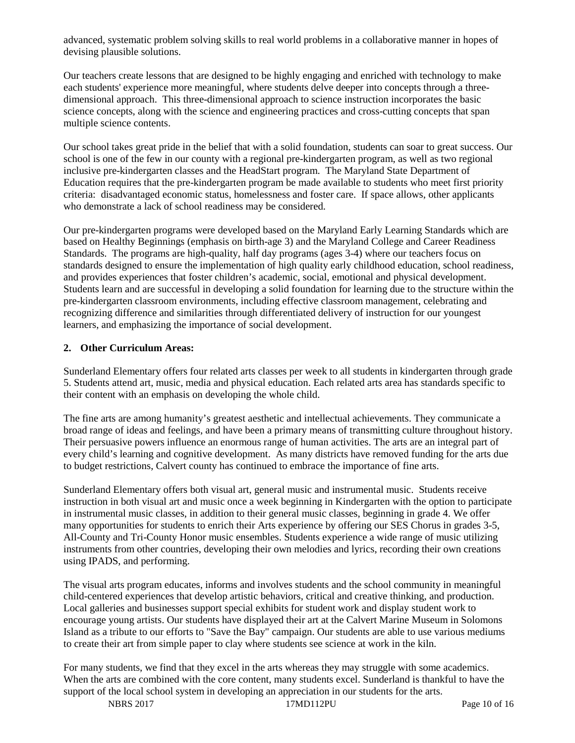advanced, systematic problem solving skills to real world problems in a collaborative manner in hopes of devising plausible solutions.

Our teachers create lessons that are designed to be highly engaging and enriched with technology to make each students' experience more meaningful, where students delve deeper into concepts through a three-dimensional approach. This three-dimensional approach to science instruction incorporates the basic science concepts, along with the science and engineering practices and cross-cutting concepts that span multiple science contents.

Our school takes great pride in the belief that with a solid foundation, students can soar to great success. Our school is one of the few in our county with a regional pre-kindergarten program, as well as two regional inclusive pre-kindergarten classes and the HeadStart program. The Maryland State Department of Education requires that the pre-kindergarten program be made available to students who meet first priority criteria: disadvantaged economic status, homelessness and foster care. If space allows, other applicants who demonstrate a lack of school readiness may be considered.

Our pre-kindergarten programs were developed based on the Maryland Early Learning Standards which are based on Healthy Beginnings (emphasis on birth-age 3) and the Maryland College and Career Readiness Standards. The programs are high-quality, half day programs (ages 3-4) where our teachers focus on standards designed to ensure the implementation of high quality early childhood education, school readiness, and provides experiences that foster children's academic, social, emotional and physical development. Students learn and are successful in developing a solid foundation for learning due to the structure within the pre-kindergarten classroom environments, including effective classroom management, celebrating and recognizing difference and similarities through differentiated delivery of instruction for our youngest learners, and emphasizing the importance of social development.

**2. Other Curriculum Areas:**

Sunderland Elementary offers four related arts classes per week to all students in kindergarten through grade 5. Students attend art, music, media and physical education. Each related arts area has standards specific to their content with an emphasis on developing the whole child.

The fine arts are among humanity's greatest aesthetic and intellectual achievements. They communicate a broad range of ideas and feelings, and have been a primary means of transmitting culture throughout history. Their persuasive powers influence an enormous range of human activities. The arts are an integral part of every child's learning and cognitive development. As many districts have removed funding for the arts due to budget restrictions, Calvert county has continued to embrace the importance of fine arts.

Sunderland Elementary offers both visual art, general music and instrumental music. Students receive instruction in both visual art and music once a week beginning in Kindergarten with the option to participate in instrumental music classes, in addition to their general music classes, beginning in grade 4. We offer many opportunities for students to enrich their Arts experience by offering our SES Chorus in grades 3-5, All-County and Tri-County Honor music ensembles. Students experience a wide range of music utilizing instruments from other countries, developing their own melodies and lyrics, recording their own creations using IPADS, and performing.

The visual arts program educates, informs and involves students and the school community in meaningful child-centered experiences that develop artistic behaviors, critical and creative thinking, and production. Local galleries and businesses support special exhibits for student work and display student work to encourage young artists. Our students have displayed their art at the Calvert Marine Museum in Solomons Island as a tribute to our efforts to "Save the Bay" campaign. Our students are able to use various mediums to create their art from simple paper to clay where students see science at work in the kiln.

For many students, we find that they excel in the arts whereas they may struggle with some academics. When the arts are combined with the core content, many students excel. Sunderland is thankful to have the support of the local school system in developing an appreciation in our students for the arts.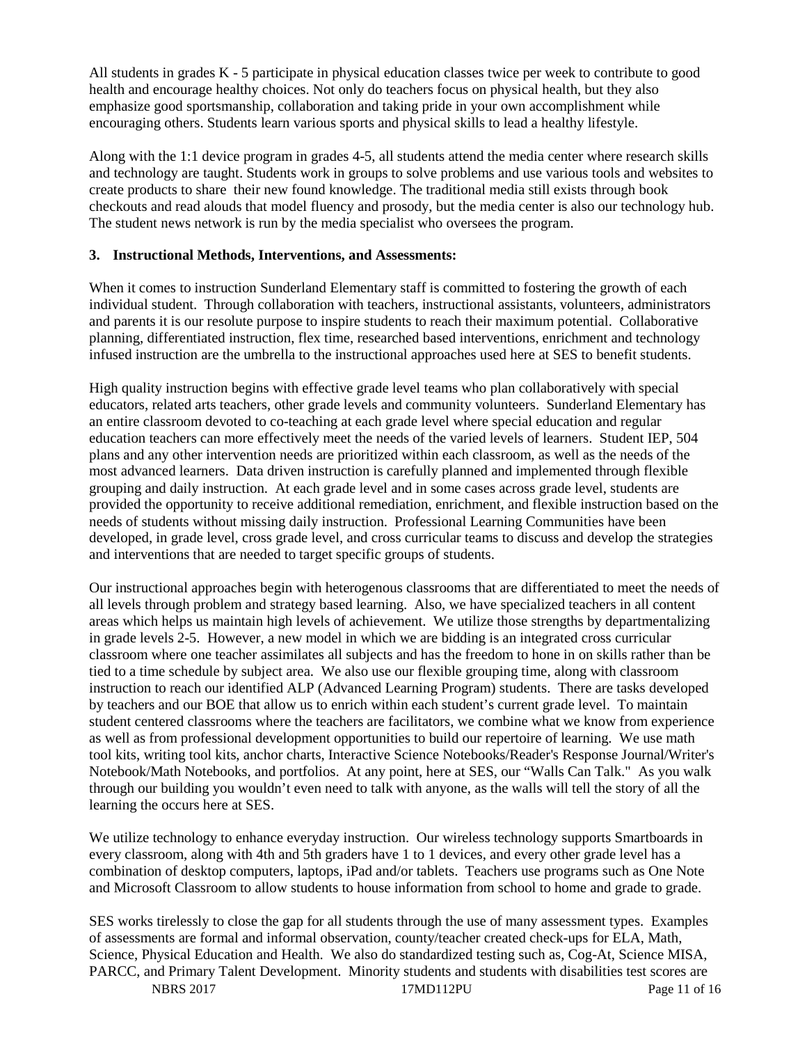All students in grades K - 5 participate in physical education classes twice per week to contribute to good health and encourage healthy choices. Not only do teachers focus on physical health, but they also emphasize good sportsmanship, collaboration and taking pride in your own accomplishment while encouraging others. Students learn various sports and physical skills to lead a healthy lifestyle.

Along with the 1:1 device program in grades 4-5, all students attend the media center where research skills and technology are taught. Students work in groups to solve problems and use various tools and websites to create products to share their new found knowledge. The traditional media still exists through book checkouts and read alouds that model fluency and prosody, but the media center is also our technology hub. The student news network is run by the media specialist who oversees the program.

**3. Instructional Methods, Interventions, and Assessments:**

When it comes to instruction Sunderland Elementary staff is committed to fostering the growth of each individual student. Through collaboration with teachers, instructional assistants, volunteers, administrators and parents it is our resolute purpose to inspire students to reach their maximum potential. Collaborative planning, differentiated instruction, flex time, researched based interventions, enrichment and technology infused instruction are the umbrella to the instructional approaches used here at SES to benefit students.

High quality instruction begins with effective grade level teams who plan collaboratively with special educators, related arts teachers, other grade levels and community volunteers. Sunderland Elementary has an entire classroom devoted to co-teaching at each grade level where special education and regular education teachers can more effectively meet the needs of the varied levels of learners. Student IEP, 504 plans and any other intervention needs are prioritized within each classroom, as well as the needs of the most advanced learners. Data driven instruction is carefully planned and implemented through flexible grouping and daily instruction. At each grade level and in some cases across grade level, students are provided the opportunity to receive additional remediation, enrichment, and flexible instruction based on the needs of students without missing daily instruction. Professional Learning Communities have been developed, in grade level, cross grade level, and cross curricular teams to discuss and develop the strategies and interventions that are needed to target specific groups of students.

Our instructional approaches begin with heterogenous classrooms that are differentiated to meet the needs of all levels through problem and strategy based learning. Also, we have specialized teachers in all content areas which helps us maintain high levels of achievement. We utilize those strengths by departmentalizing in grade levels 2-5. However, a new model in which we are bidding is an integrated cross curricular classroom where one teacher assimilates all subjects and has the freedom to hone in on skills rather than be tied to a time schedule by subject area. We also use our flexible grouping time, along with classroom instruction to reach our identified ALP (Advanced Learning Program) students. There are tasks developed by teachers and our BOE that allow us to enrich within each student's current grade level. To maintain student centered classrooms where the teachers are facilitators, we combine what we know from experience as well as from professional development opportunities to build our repertoire of learning. We use math tool kits, writing tool kits, anchor charts, Interactive Science Notebooks/Reader's Response Journal/Writer's Notebook/Math Notebooks, and portfolios. At any point, here at SES, our "Walls Can Talk." As you walk through our building you wouldn't even need to talk with anyone, as the walls will tell the story of all the learning the occurs here at SES.

We utilize technology to enhance everyday instruction. Our wireless technology supports Smartboards in every classroom, along with 4th and 5th graders have 1 to 1 devices, and every other grade level has a combination of desktop computers, laptops, iPad and/or tablets. Teachers use programs such as One Note and Microsoft Classroom to allow students to house information from school to home and grade to grade.

SES works tirelessly to close the gap for all students through the use of many assessment types. Examples of assessments are formal and informal observation, county/teacher created check-ups for ELA, Math, Science, Physical Education and Health. We also do standardized testing such as, Cog-At, Science MISA, PARCC, and Primary Talent Development. Minority students and students with disabilities test scores are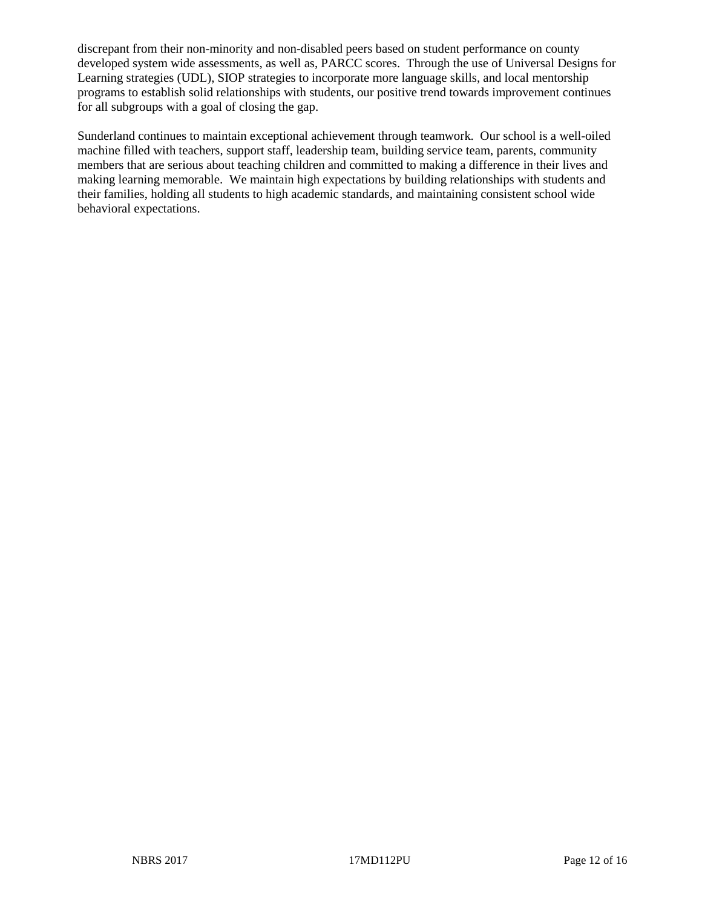discrepant from their non-minority and non-disabled peers based on student performance on county developed system wide assessments, as well as, PARCC scores. Through the use of Universal Designs for Learning strategies (UDL), SIOP strategies to incorporate more language skills, and local mentorship programs to establish solid relationships with students, our positive trend towards improvement continues for all subgroups with a goal of closing the gap.

Sunderland continues to maintain exceptional achievement through teamwork. Our school is a well-oiled machine filled with teachers, support staff, leadership team, building service team, parents, community members that are serious about teaching children and committed to making a difference in their lives and making learning memorable. We maintain high expectations by building relationships with students and their families, holding all students to high academic standards, and maintaining consistent school wide behavioral expectations.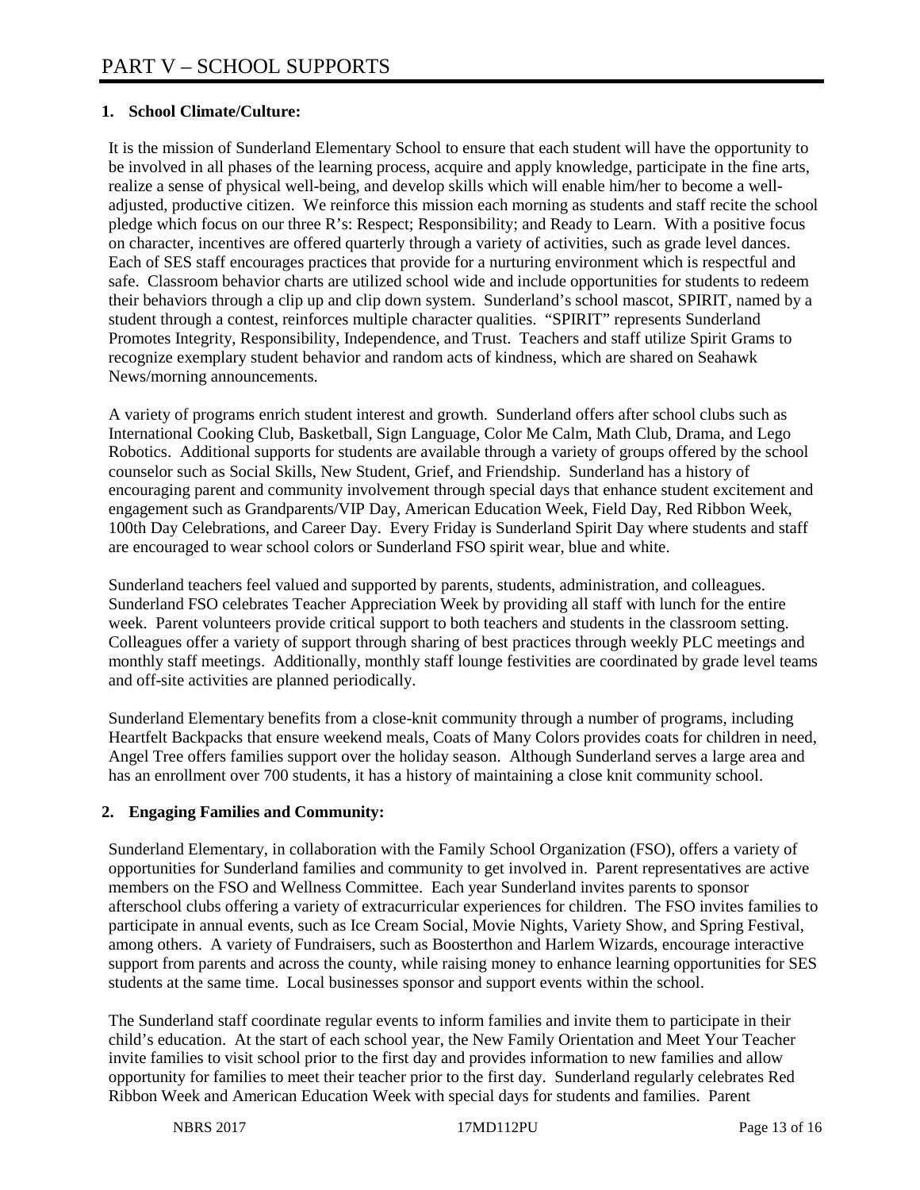# PART V – SCHOOL SUPPORTS

## 1. School Climate/Culture:

It is the mission of Sunderland Elementary School to ensure that each student will have the opportunity to be involved in all phases of the learning process, acquire and apply knowledge, participate in the fine arts, realize a sense of physical well-being, and develop skills which will enable him/her to become a well-adjusted, productive citizen. We reinforce this mission each morning as students and staff recite the school pledge which focus on our three R's: Respect; Responsibility; and Ready to Learn. With a positive focus on character, incentives are offered quarterly through a variety of activities, such as grade level dances. Each of SES staff encourages practices that provide for a nurturing environment which is respectful and safe. Classroom behavior charts are utilized school wide and include opportunities for students to redeem their behaviors through a clip up and clip down system. Sunderland's school mascot, SPIRIT, named by a student through a contest, reinforces multiple character qualities. "SPIRIT" represents Sunderland Promotes Integrity, Responsibility, Independence, and Trust. Teachers and staff utilize Spirit Grams to recognize exemplary student behavior and random acts of kindness, which are shared on Seahawk News/morning announcements.

A variety of programs enrich student interest and growth. Sunderland offers after school clubs such as International Cooking Club, Basketball, Sign Language, Color Me Calm, Math Club, Drama, and Lego Robotics. Additional supports for students are available through a variety of groups offered by the school counselor such as Social Skills, New Student, Grief, and Friendship. Sunderland has a history of encouraging parent and community involvement through special days that enhance student excitement and engagement such as Grandparents/VIP Day, American Education Week, Field Day, Red Ribbon Week, 100th Day Celebrations, and Career Day. Every Friday is Sunderland Spirit Day where students and staff are encouraged to wear school colors or Sunderland FSO spirit wear, blue and white.

Sunderland teachers feel valued and supported by parents, students, administration, and colleagues. Sunderland FSO celebrates Teacher Appreciation Week by providing all staff with lunch for the entire week. Parent volunteers provide critical support to both teachers and students in the classroom setting. Colleagues offer a variety of support through sharing of best practices through weekly PLC meetings and monthly staff meetings. Additionally, monthly staff lounge festivities are coordinated by grade level teams and off-site activities are planned periodically.

Sunderland Elementary benefits from a close-knit community through a number of programs, including Heartfelt Backpacks that ensure weekend meals, Coats of Many Colors provides coats for children in need, Angel Tree offers families support over the holiday season. Although Sunderland serves a large area and has an enrollment over 700 students, it has a history of maintaining a close knit community school.

## 2. Engaging Families and Community:

Sunderland Elementary, in collaboration with the Family School Organization (FSO), offers a variety of opportunities for Sunderland families and community to get involved in. Parent representatives are active members on the FSO and Wellness Committee. Each year Sunderland invites parents to sponsor afterschool clubs offering a variety of extracurricular experiences for children. The FSO invites families to participate in annual events, such as Ice Cream Social, Movie Nights, Variety Show, and Spring Festival, among others. A variety of Fundraisers, such as Boosterthon and Harlem Wizards, encourage interactive support from parents and across the county, while raising money to enhance learning opportunities for SES students at the same time. Local businesses sponsor and support events within the school.

The Sunderland staff coordinate regular events to inform families and invite them to participate in their child's education. At the start of each school year, the New Family Orientation and Meet Your Teacher invite families to visit school prior to the first day and provides information to new families and allow opportunity for families to meet their teacher prior to the first day. Sunderland regularly celebrates Red Ribbon Week and American Education Week with special days for students and families. Parent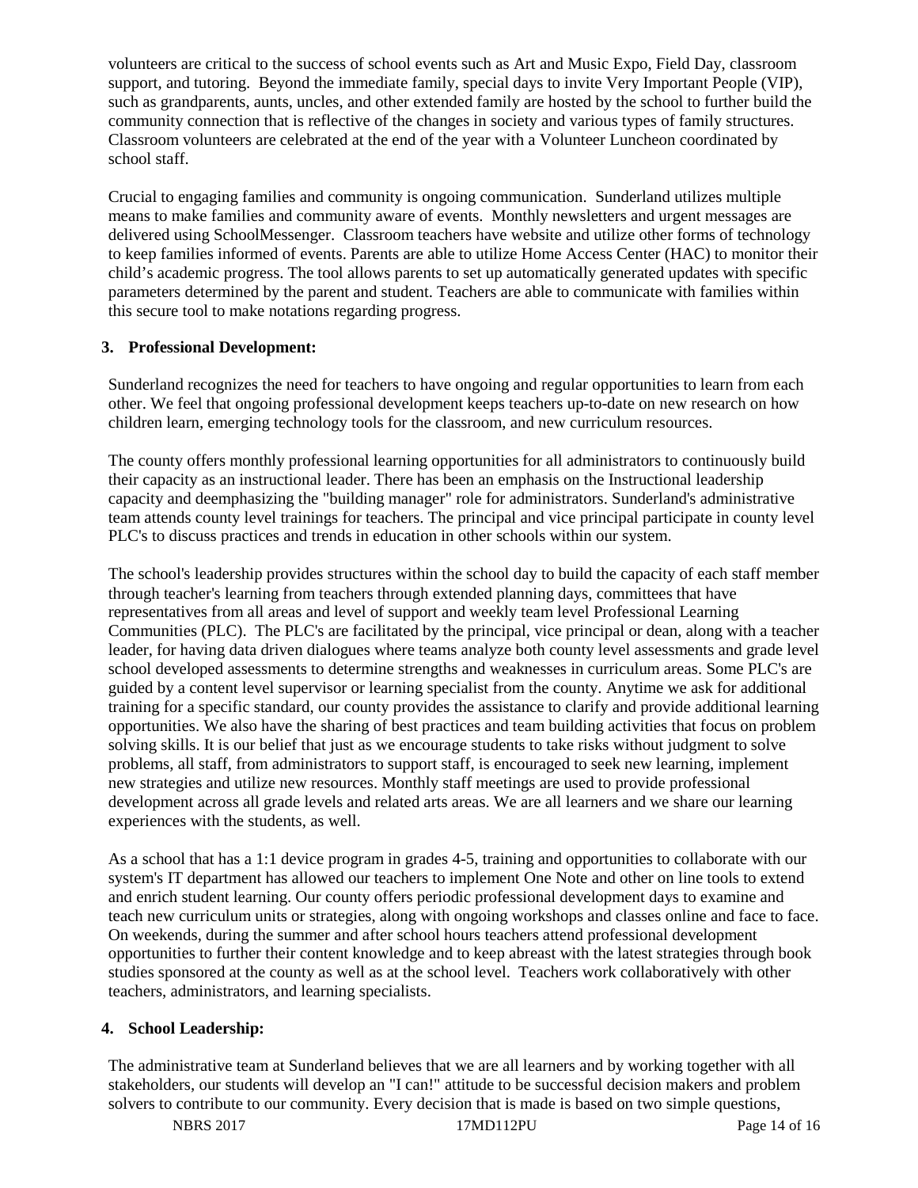volunteers are critical to the success of school events such as Art and Music Expo, Field Day, classroom support, and tutoring. Beyond the immediate family, special days to invite Very Important People (VIP), such as grandparents, aunts, uncles, and other extended family are hosted by the school to further build the community connection that is reflective of the changes in society and various types of family structures. Classroom volunteers are celebrated at the end of the year with a Volunteer Luncheon coordinated by school staff.

Crucial to engaging families and community is ongoing communication. Sunderland utilizes multiple means to make families and community aware of events. Monthly newsletters and urgent messages are delivered using SchoolMessenger. Classroom teachers have website and utilize other forms of technology to keep families informed of events. Parents are able to utilize Home Access Center (HAC) to monitor their child's academic progress. The tool allows parents to set up automatically generated updates with specific parameters determined by the parent and student. Teachers are able to communicate with families within this secure tool to make notations regarding progress.

**3. Professional Development:**

Sunderland recognizes the need for teachers to have ongoing and regular opportunities to learn from each other. We feel that ongoing professional development keeps teachers up-to-date on new research on how children learn, emerging technology tools for the classroom, and new curriculum resources.

The county offers monthly professional learning opportunities for all administrators to continuously build their capacity as an instructional leader. There has been an emphasis on the Instructional leadership capacity and deemphasizing the "building manager" role for administrators. Sunderland's administrative team attends county level trainings for teachers. The principal and vice principal participate in county level PLC's to discuss practices and trends in education in other schools within our system.

The school's leadership provides structures within the school day to build the capacity of each staff member through teacher's learning from teachers through extended planning days, committees that have representatives from all areas and level of support and weekly team level Professional Learning Communities (PLC). The PLC's are facilitated by the principal, vice principal or dean, along with a teacher leader, for having data driven dialogues where teams analyze both county level assessments and grade level school developed assessments to determine strengths and weaknesses in curriculum areas. Some PLC's are guided by a content level supervisor or learning specialist from the county. Anytime we ask for additional training for a specific standard, our county provides the assistance to clarify and provide additional learning opportunities. We also have the sharing of best practices and team building activities that focus on problem solving skills. It is our belief that just as we encourage students to take risks without judgment to solve problems, all staff, from administrators to support staff, is encouraged to seek new learning, implement new strategies and utilize new resources. Monthly staff meetings are used to provide professional development across all grade levels and related arts areas. We are all learners and we share our learning experiences with the students, as well.

As a school that has a 1:1 device program in grades 4-5, training and opportunities to collaborate with our system's IT department has allowed our teachers to implement One Note and other on line tools to extend and enrich student learning. Our county offers periodic professional development days to examine and teach new curriculum units or strategies, along with ongoing workshops and classes online and face to face. On weekends, during the summer and after school hours teachers attend professional development opportunities to further their content knowledge and to keep abreast with the latest strategies through book studies sponsored at the county as well as at the school level. Teachers work collaboratively with other teachers, administrators, and learning specialists.

**4. School Leadership:**

The administrative team at Sunderland believes that we are all learners and by working together with all stakeholders, our students will develop an "I can!" attitude to be successful decision makers and problem solvers to contribute to our community. Every decision that is made is based on two simple questions,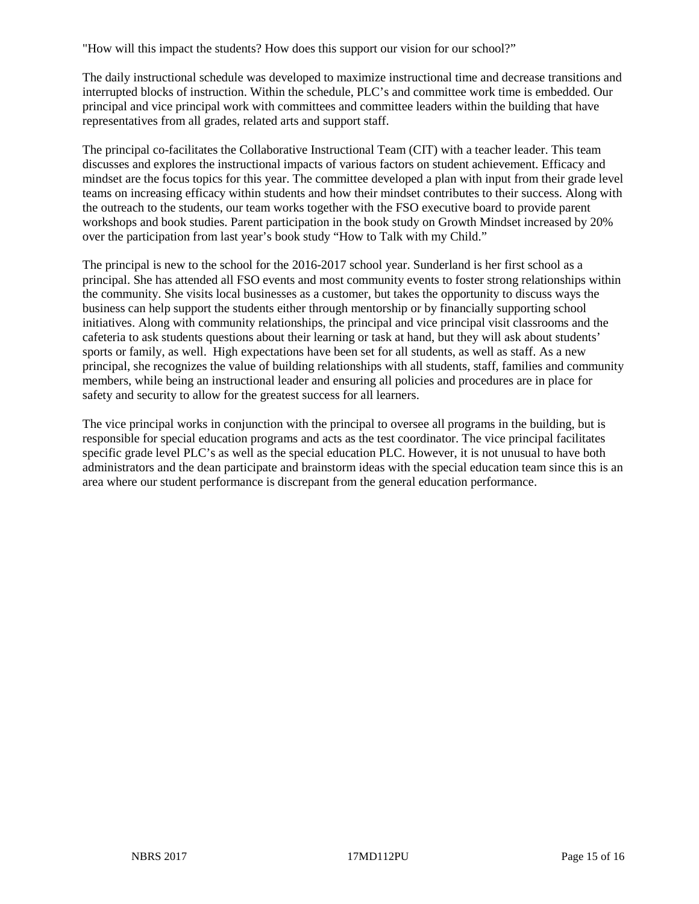"How will this impact the students? How does this support our vision for our school?"

The daily instructional schedule was developed to maximize instructional time and decrease transitions and interrupted blocks of instruction. Within the schedule, PLC's and committee work time is embedded. Our principal and vice principal work with committees and committee leaders within the building that have representatives from all grades, related arts and support staff.

The principal co-facilitates the Collaborative Instructional Team (CIT) with a teacher leader. This team discusses and explores the instructional impacts of various factors on student achievement. Efficacy and mindset are the focus topics for this year. The committee developed a plan with input from their grade level teams on increasing efficacy within students and how their mindset contributes to their success. Along with the outreach to the students, our team works together with the FSO executive board to provide parent workshops and book studies. Parent participation in the book study on Growth Mindset increased by 20% over the participation from last year's book study "How to Talk with my Child."

The principal is new to the school for the 2016-2017 school year. Sunderland is her first school as a principal. She has attended all FSO events and most community events to foster strong relationships within the community. She visits local businesses as a customer, but takes the opportunity to discuss ways the business can help support the students either through mentorship or by financially supporting school initiatives. Along with community relationships, the principal and vice principal visit classrooms and the cafeteria to ask students questions about their learning or task at hand, but they will ask about students' sports or family, as well. High expectations have been set for all students, as well as staff. As a new principal, she recognizes the value of building relationships with all students, staff, families and community members, while being an instructional leader and ensuring all policies and procedures are in place for safety and security to allow for the greatest success for all learners.

The vice principal works in conjunction with the principal to oversee all programs in the building, but is responsible for special education programs and acts as the test coordinator. The vice principal facilitates specific grade level PLC's as well as the special education PLC. However, it is not unusual to have both administrators and the dean participate and brainstorm ideas with the special education team since this is an area where our student performance is discrepant from the general education performance.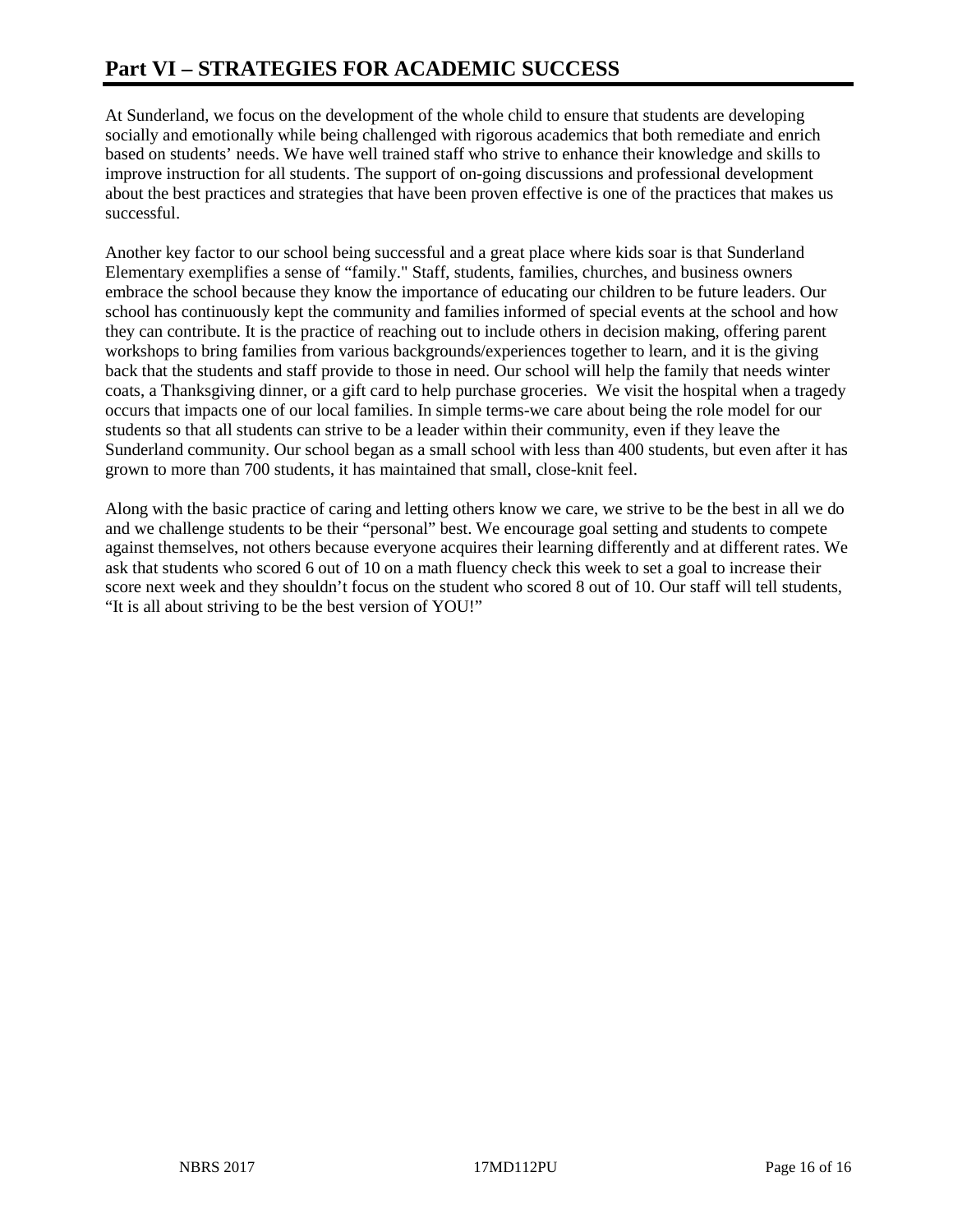# Part VI – STRATEGIES FOR ACADEMIC SUCCESS

At Sunderland, we focus on the development of the whole child to ensure that students are developing socially and emotionally while being challenged with rigorous academics that both remediate and enrich based on students' needs. We have well trained staff who strive to enhance their knowledge and skills to improve instruction for all students. The support of on-going discussions and professional development about the best practices and strategies that have been proven effective is one of the practices that makes us successful.

Another key factor to our school being successful and a great place where kids soar is that Sunderland Elementary exemplifies a sense of "family." Staff, students, families, churches, and business owners embrace the school because they know the importance of educating our children to be future leaders. Our school has continuously kept the community and families informed of special events at the school and how they can contribute. It is the practice of reaching out to include others in decision making, offering parent workshops to bring families from various backgrounds/experiences together to learn, and it is the giving back that the students and staff provide to those in need. Our school will help the family that needs winter coats, a Thanksgiving dinner, or a gift card to help purchase groceries. We visit the hospital when a tragedy occurs that impacts one of our local families. In simple terms-we care about being the role model for our students so that all students can strive to be a leader within their community, even if they leave the Sunderland community. Our school began as a small school with less than 400 students, but even after it has grown to more than 700 students, it has maintained that small, close-knit feel.

Along with the basic practice of caring and letting others know we care, we strive to be the best in all we do and we challenge students to be their "personal" best. We encourage goal setting and students to compete against themselves, not others because everyone acquires their learning differently and at different rates. We ask that students who scored 6 out of 10 on a math fluency check this week to set a goal to increase their score next week and they shouldn't focus on the student who scored 8 out of 10. Our staff will tell students, "It is all about striving to be the best version of YOU!"